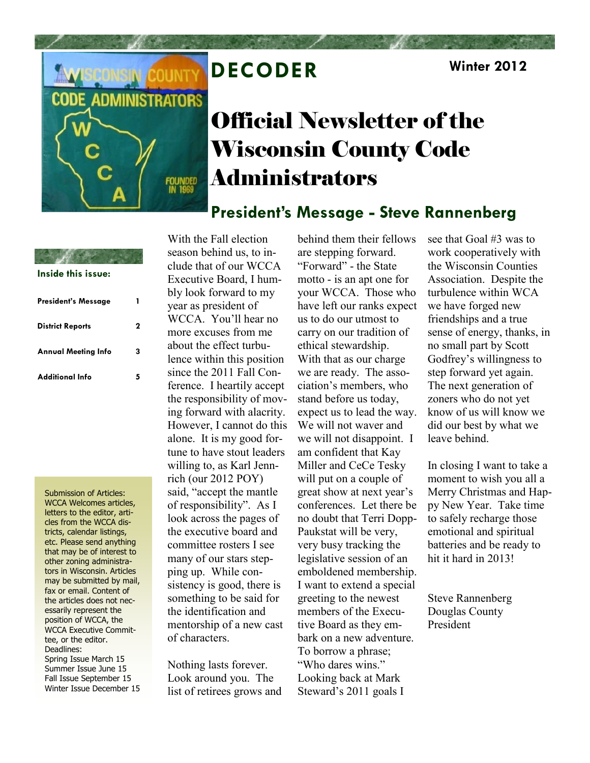# DECODER

Winter 2012

# Official Newsletter of the Wisconsin County Code Administrators

**Inside this issue:**

| | |
|---|---|
| President's Message | 1 |
| District Reports | 2 |
| Annual Meeting Info | 3 |
| Additional Info | 5 |

Submission of Articles: WCCA Welcomes articles, letters to the editor, articles from the WCCA districts, calendar listings, etc. Please send anything that may be of interest to other zoning administrators in Wisconsin. Articles may be submitted by mail, fax or email. Content of the articles does not necessarily represent the position of WCCA, the WCCA Executive Committee, or the editor.

Deadlines:
Spring Issue March 15
Summer Issue June 15
Fall Issue September 15
Winter Issue December 15

## President's Message - Steve Rannenberg

With the Fall election season behind us, to include that of our WCCA Executive Board, I humbly look forward to my year as president of WCCA. You'll hear no more excuses from me about the effect turbulence within this position since the 2011 Fall Conference. I heartily accept the responsibility of moving forward with alacrity. However, I cannot do this alone. It is my good fortune to have stout leaders willing to, as Karl Jennrich (our 2012 POY) said, "accept the mantle of responsibility". As I look across the pages of the executive board and committee rosters I see many of our stars stepping up. While consistency is good, there is something to be said for the identification and mentorship of a new cast of characters.

Nothing lasts forever. Look around you. The list of retirees grows and behind them their fellows are stepping forward. "Forward" - the State motto - is an apt one for your WCCA. Those who have left our ranks expect us to do our utmost to carry on our tradition of ethical stewardship. With that as our charge we are ready. The association's members, who stand before us today, expect us to lead the way. We will not waver and we will not disappoint. I am confident that Kay Miller and CeCe Tesky will put on a couple of great show at next year's conferences. Let there be no doubt that Terri Dopp-Paukstat will be very, very busy tracking the legislative session of an emboldened membership. I want to extend a special greeting to the newest members of the Executive Board as they embark on a new adventure. To borrow a phrase; "Who dares wins." Looking back at Mark Steward's 2011 goals I see that Goal #3 was to work cooperatively with the Wisconsin Counties Association. Despite the turbulence within WCA we have forged new friendships and a true sense of energy, thanks, in no small part by Scott Godfrey's willingness to step forward yet again. The next generation of zoners who do not yet know of us will know we did our best by what we leave behind.

In closing I want to take a moment to wish you all a Merry Christmas and Happy New Year. Take time to safely recharge those emotional and spiritual batteries and be ready to hit it hard in 2013!

Steve Rannenberg
Douglas County
President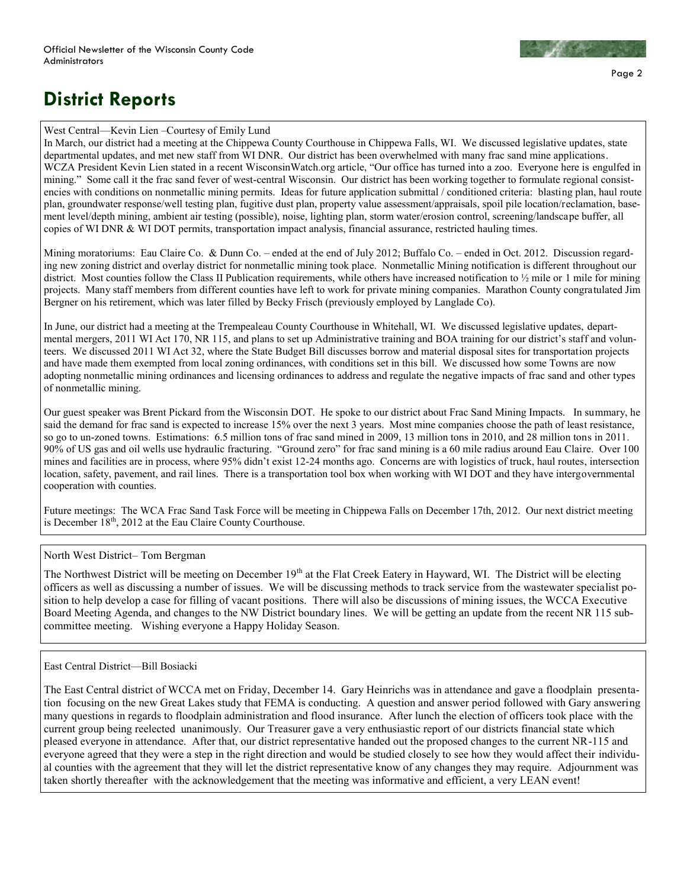## District Reports

West Central—Kevin Lien –Courtesy of Emily Lund

In March, our district had a meeting at the Chippewa County Courthouse in Chippewa Falls, WI. We discussed legislative updates, state departmental updates, and met new staff from WI DNR. Our district has been overwhelmed with many frac sand mine applications. WCZA President Kevin Lien stated in a recent WisconsinWatch.org article, "Our office has turned into a zoo. Everyone here is engulfed in mining." Some call it the frac sand fever of west-central Wisconsin. Our district has been working together to formulate regional consistencies with conditions on nonmetallic mining permits. Ideas for future application submittal / conditioned criteria: blasting plan, haul route plan, groundwater response/well testing plan, fugitive dust plan, property value assessment/appraisals, spoil pile location/reclamation, basement level/depth mining, ambient air testing (possible), noise, lighting plan, storm water/erosion control, screening/landscape buffer, all copies of WI DNR & WI DOT permits, transportation impact analysis, financial assurance, restricted hauling times.

Mining moratoriums: Eau Claire Co. & Dunn Co. – ended at the end of July 2012; Buffalo Co. – ended in Oct. 2012. Discussion regarding new zoning district and overlay district for nonmetallic mining took place. Nonmetallic Mining notification is different throughout our district. Most counties follow the Class II Publication requirements, while others have increased notification to ½ mile or 1 mile for mining projects. Many staff members from different counties have left to work for private mining companies. Marathon County congratulated Jim Bergner on his retirement, which was later filled by Becky Frisch (previously employed by Langlade Co).

In June, our district had a meeting at the Trempealeau County Courthouse in Whitehall, WI. We discussed legislative updates, departmental mergers, 2011 WI Act 170, NR 115, and plans to set up Administrative training and BOA training for our district's staff and volunteers. We discussed 2011 WI Act 32, where the State Budget Bill discusses borrow and material disposal sites for transportation projects and have made them exempted from local zoning ordinances, with conditions set in this bill. We discussed how some Towns are now adopting nonmetallic mining ordinances and licensing ordinances to address and regulate the negative impacts of frac sand and other types of nonmetallic mining.

Our guest speaker was Brent Pickard from the Wisconsin DOT. He spoke to our district about Frac Sand Mining Impacts. In summary, he said the demand for frac sand is expected to increase 15% over the next 3 years. Most mine companies choose the path of least resistance, so go to un-zoned towns. Estimations: 6.5 million tons of frac sand mined in 2009, 13 million tons in 2010, and 28 million tons in 2011. 90% of US gas and oil wells use hydraulic fracturing. "Ground zero" for frac sand mining is a 60 mile radius around Eau Claire. Over 100 mines and facilities are in process, where 95% didn't exist 12-24 months ago. Concerns are with logistics of truck, haul routes, intersection location, safety, pavement, and rail lines. There is a transportation tool box when working with WI DOT and they have intergovernmental cooperation with counties.

Future meetings: The WCA Frac Sand Task Force will be meeting in Chippewa Falls on December 17th, 2012. Our next district meeting is December 18th, 2012 at the Eau Claire County Courthouse.

North West District– Tom Bergman

The Northwest District will be meeting on December 19th at the Flat Creek Eatery in Hayward, WI. The District will be electing officers as well as discussing a number of issues. We will be discussing methods to track service from the wastewater specialist position to help develop a case for filling of vacant positions. There will also be discussions of mining issues, the WCCA Executive Board Meeting Agenda, and changes to the NW District boundary lines. We will be getting an update from the recent NR 115 subcommittee meeting. Wishing everyone a Happy Holiday Season.

East Central District—Bill Bosiacki

The East Central district of WCCA met on Friday, December 14. Gary Heinrichs was in attendance and gave a floodplain presentation focusing on the new Great Lakes study that FEMA is conducting. A question and answer period followed with Gary answering many questions in regards to floodplain administration and flood insurance. After lunch the election of officers took place with the current group being reelected unanimously. Our Treasurer gave a very enthusiastic report of our districts financial state which pleased everyone in attendance. After that, our district representative handed out the proposed changes to the current NR-115 and everyone agreed that they were a step in the right direction and would be studied closely to see how they would affect their individual counties with the agreement that they will let the district representative know of any changes they may require. Adjournment was taken shortly thereafter with the acknowledgement that the meeting was informative and efficient, a very LEAN event!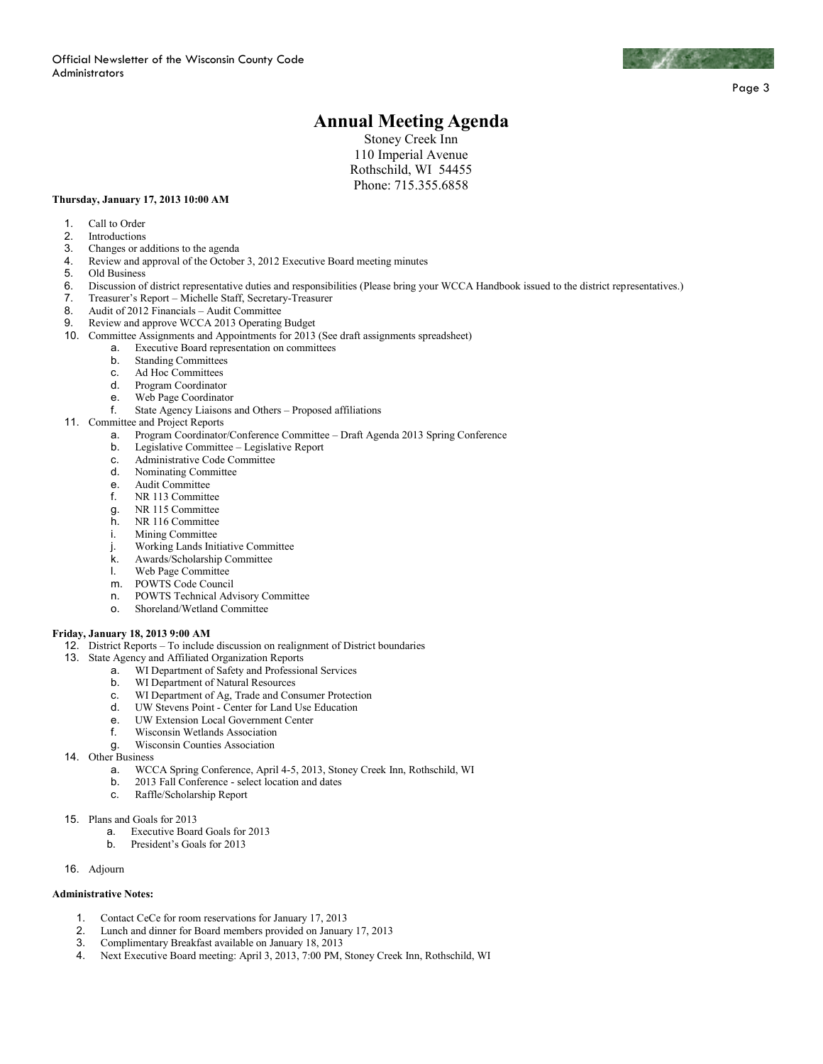# Annual Meeting Agenda

Stoney Creek Inn
110 Imperial Avenue
Rothschild, WI 54455
Phone: 715.355.6858

**Thursday, January 17, 2013 10:00 AM**

1. Call to Order
2. Introductions
3. Changes or additions to the agenda
4. Review and approval of the October 3, 2012 Executive Board meeting minutes
5. Old Business
6. Discussion of district representative duties and responsibilities (Please bring your WCCA Handbook issued to the district representatives.)
7. Treasurer's Report – Michelle Staff, Secretary-Treasurer
8. Audit of 2012 Financials – Audit Committee
9. Review and approve WCCA 2013 Operating Budget
10. Committee Assignments and Appointments for 2013 (See draft assignments spreadsheet)
    a. Executive Board representation on committees
    b. Standing Committees
    c. Ad Hoc Committees
    d. Program Coordinator
    e. Web Page Coordinator
    f. State Agency Liaisons and Others – Proposed affiliations
11. Committee and Project Reports
    a. Program Coordinator/Conference Committee – Draft Agenda 2013 Spring Conference
    b. Legislative Committee – Legislative Report
    c. Administrative Code Committee
    d. Nominating Committee
    e. Audit Committee
    f. NR 113 Committee
    g. NR 115 Committee
    h. NR 116 Committee
    i. Mining Committee
    j. Working Lands Initiative Committee
    k. Awards/Scholarship Committee
    l. Web Page Committee
    m. POWTS Code Council
    n. POWTS Technical Advisory Committee
    o. Shoreland/Wetland Committee

**Friday, January 18, 2013 9:00 AM**

12. District Reports – To include discussion on realignment of District boundaries
13. State Agency and Affiliated Organization Reports
    a. WI Department of Safety and Professional Services
    b. WI Department of Natural Resources
    c. WI Department of Ag, Trade and Consumer Protection
    d. UW Stevens Point - Center for Land Use Education
    e. UW Extension Local Government Center
    f. Wisconsin Wetlands Association
    g. Wisconsin Counties Association
14. Other Business
    a. WCCA Spring Conference, April 4-5, 2013, Stoney Creek Inn, Rothschild, WI
    b. 2013 Fall Conference - select location and dates
    c. Raffle/Scholarship Report
15. Plans and Goals for 2013
    a. Executive Board Goals for 2013
    b. President's Goals for 2013
16. Adjourn

**Administrative Notes:**

1. Contact CeCe for room reservations for January 17, 2013
2. Lunch and dinner for Board members provided on January 17, 2013
3. Complimentary Breakfast available on January 18, 2013
4. Next Executive Board meeting: April 3, 2013, 7:00 PM, Stoney Creek Inn, Rothschild, WI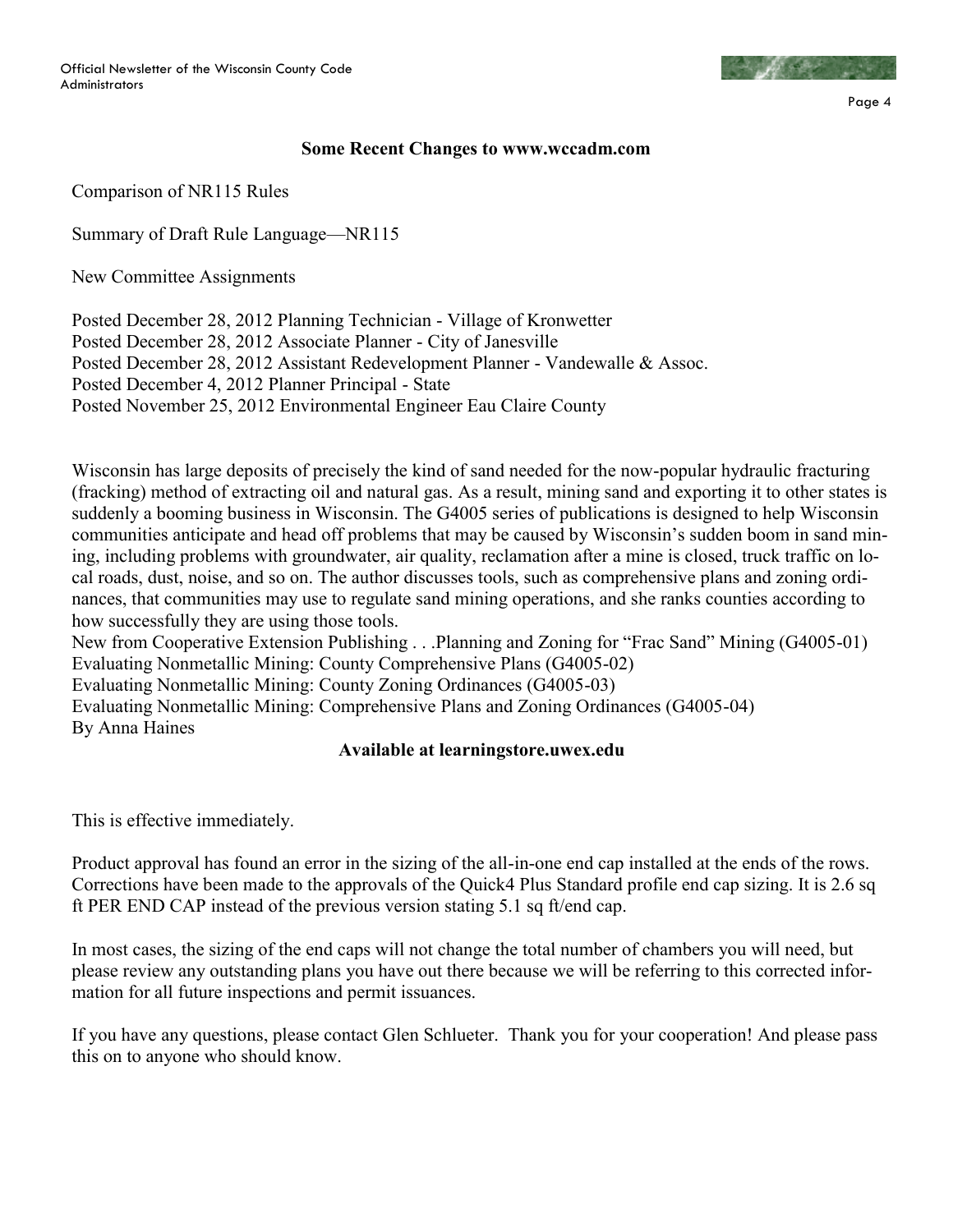## Some Recent Changes to www.wccadm.com

Comparison of NR115 Rules

Summary of Draft Rule Language—NR115

New Committee Assignments

Posted December 28, 2012 Planning Technician - Village of Kronwetter
Posted December 28, 2012 Associate Planner - City of Janesville
Posted December 28, 2012 Assistant Redevelopment Planner - Vandewalle & Assoc.
Posted December 4, 2012 Planner Principal - State
Posted November 25, 2012 Environmental Engineer Eau Claire County

Wisconsin has large deposits of precisely the kind of sand needed for the now-popular hydraulic fracturing (fracking) method of extracting oil and natural gas. As a result, mining sand and exporting it to other states is suddenly a booming business in Wisconsin. The G4005 series of publications is designed to help Wisconsin communities anticipate and head off problems that may be caused by Wisconsin's sudden boom in sand mining, including problems with groundwater, air quality, reclamation after a mine is closed, truck traffic on local roads, dust, noise, and so on. The author discusses tools, such as comprehensive plans and zoning ordinances, that communities may use to regulate sand mining operations, and she ranks counties according to how successfully they are using those tools.

New from Cooperative Extension Publishing . . .Planning and Zoning for "Frac Sand" Mining (G4005-01)
Evaluating Nonmetallic Mining: County Comprehensive Plans (G4005-02)
Evaluating Nonmetallic Mining: County Zoning Ordinances (G4005-03)
Evaluating Nonmetallic Mining: Comprehensive Plans and Zoning Ordinances (G4005-04)
By Anna Haines

**Available at learningstore.uwex.edu**

This is effective immediately.

Product approval has found an error in the sizing of the all-in-one end cap installed at the ends of the rows. Corrections have been made to the approvals of the Quick4 Plus Standard profile end cap sizing. It is 2.6 sq ft PER END CAP instead of the previous version stating 5.1 sq ft/end cap.

In most cases, the sizing of the end caps will not change the total number of chambers you will need, but please review any outstanding plans you have out there because we will be referring to this corrected information for all future inspections and permit issuances.

If you have any questions, please contact Glen Schlueter. Thank you for your cooperation! And please pass this on to anyone who should know.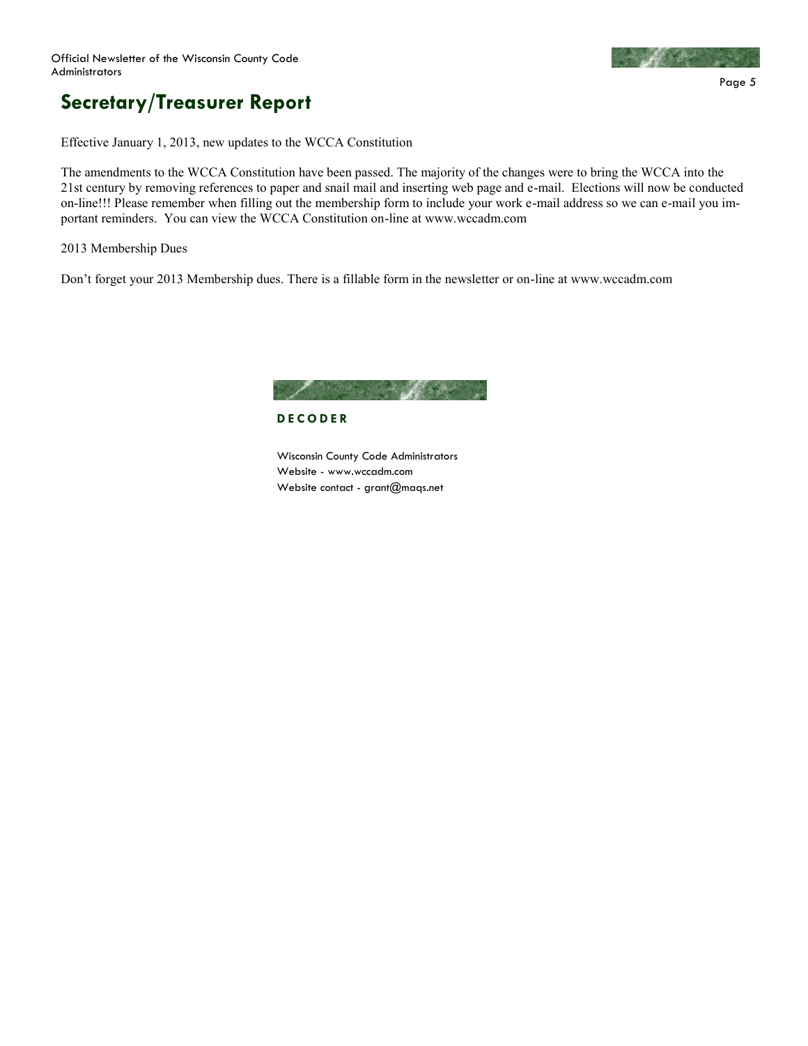## Secretary/Treasurer Report

Effective January 1, 2013, new updates to the WCCA Constitution

The amendments to the WCCA Constitution have been passed. The majority of the changes were to bring the WCCA into the 21st century by removing references to paper and snail mail and inserting web page and e-mail. Elections will now be conducted on-line!!! Please remember when filling out the membership form to include your work e-mail address so we can e-mail you important reminders. You can view the WCCA Constitution on-line at www.wccadm.com

2013 Membership Dues

Don't forget your 2013 Membership dues. There is a fillable form in the newsletter or on-line at www.wccadm.com

**DECODER**

Wisconsin County Code Administrators
Website - www.wccadm.com
Website contact - grant@maqs.net